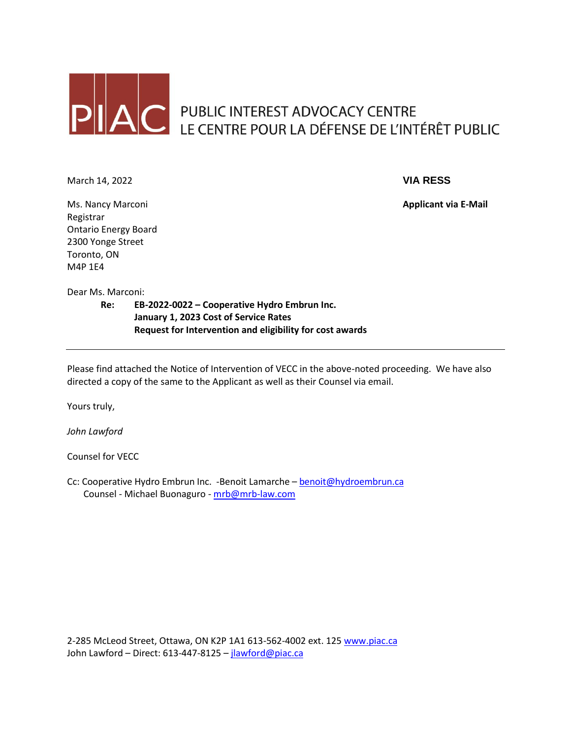PIAC

PUBLIC INTEREST ADVOCACY CENTRE
LE CENTRE POUR LA DÉFENSE DE L'INTÉRÊT PUBLIC

March 14, 2022

**VIA RESS**

**Applicant via E-Mail**

Ms. Nancy Marconi
Registrar
Ontario Energy Board
2300 Yonge Street
Toronto, ON
M4P 1E4

Dear Ms. Marconi:

**Re: EB-2022-0022 – Cooperative Hydro Embrun Inc.**
**January 1, 2023 Cost of Service Rates**
**Request for Intervention and eligibility for cost awards**

---

Please find attached the Notice of Intervention of VECC in the above-noted proceeding. We have also directed a copy of the same to the Applicant as well as their Counsel via email.

Yours truly,

*John Lawford*

Counsel for VECC

Cc: Cooperative Hydro Embrun Inc. -Benoit Lamarche – benoit@hydroembrun.ca
Counsel - Michael Buonaguro - mrb@mrb-law.com

2-285 McLeod Street, Ottawa, ON K2P 1A1 613-562-4002 ext. 125 www.piac.ca
John Lawford – Direct: 613-447-8125 – jlawford@piac.ca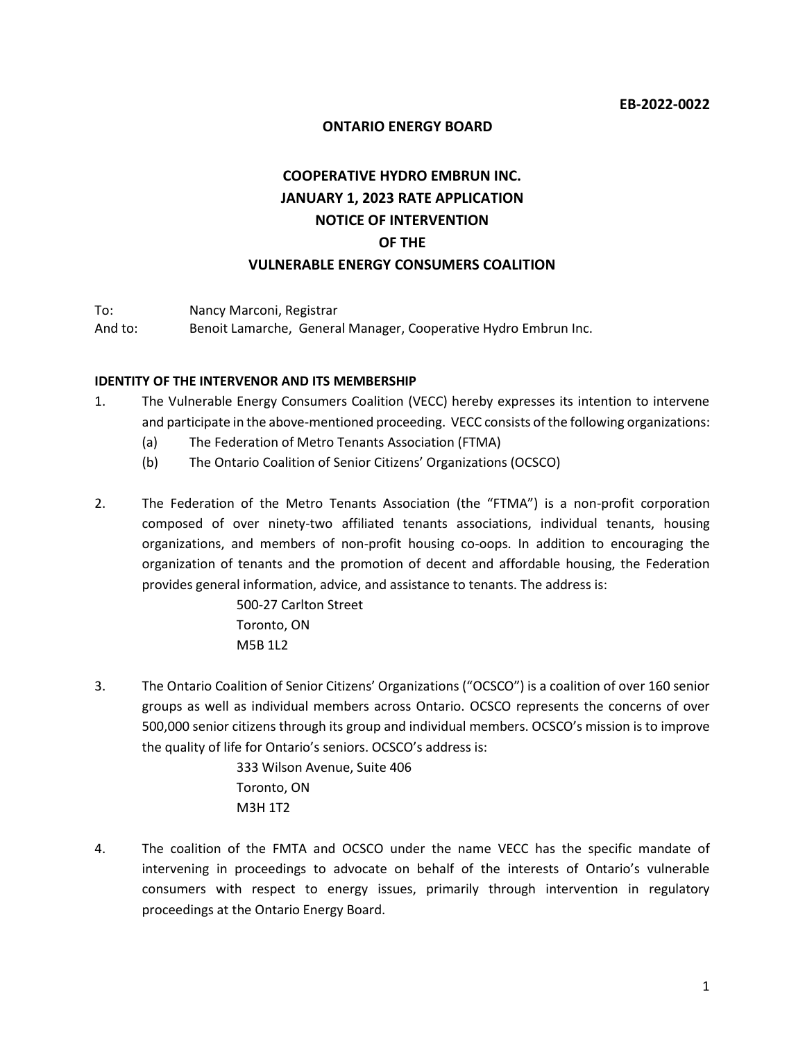**EB-2022-0022**

**ONTARIO ENERGY BOARD**

**COOPERATIVE HYDRO EMBRUN INC.**
**JANUARY 1, 2023 RATE APPLICATION**
**NOTICE OF INTERVENTION**
**OF THE**
**VULNERABLE ENERGY CONSUMERS COALITION**

To: Nancy Marconi, Registrar
And to: Benoit Lamarche, General Manager, Cooperative Hydro Embrun Inc.

**IDENTITY OF THE INTERVENOR AND ITS MEMBERSHIP**

1. The Vulnerable Energy Consumers Coalition (VECC) hereby expresses its intention to intervene and participate in the above-mentioned proceeding. VECC consists of the following organizations:
   (a) The Federation of Metro Tenants Association (FTMA)
   (b) The Ontario Coalition of Senior Citizens' Organizations (OCSCO)

2. The Federation of the Metro Tenants Association (the "FTMA") is a non-profit corporation composed of over ninety-two affiliated tenants associations, individual tenants, housing organizations, and members of non-profit housing co-oops. In addition to encouraging the organization of tenants and the promotion of decent and affordable housing, the Federation provides general information, advice, and assistance to tenants. The address is:

   500-27 Carlton Street
   Toronto, ON
   M5B 1L2

3. The Ontario Coalition of Senior Citizens' Organizations ("OCSCO") is a coalition of over 160 senior groups as well as individual members across Ontario. OCSCO represents the concerns of over 500,000 senior citizens through its group and individual members. OCSCO's mission is to improve the quality of life for Ontario's seniors. OCSCO's address is:

   333 Wilson Avenue, Suite 406
   Toronto, ON
   M3H 1T2

4. The coalition of the FMTA and OCSCO under the name VECC has the specific mandate of intervening in proceedings to advocate on behalf of the interests of Ontario's vulnerable consumers with respect to energy issues, primarily through intervention in regulatory proceedings at the Ontario Energy Board.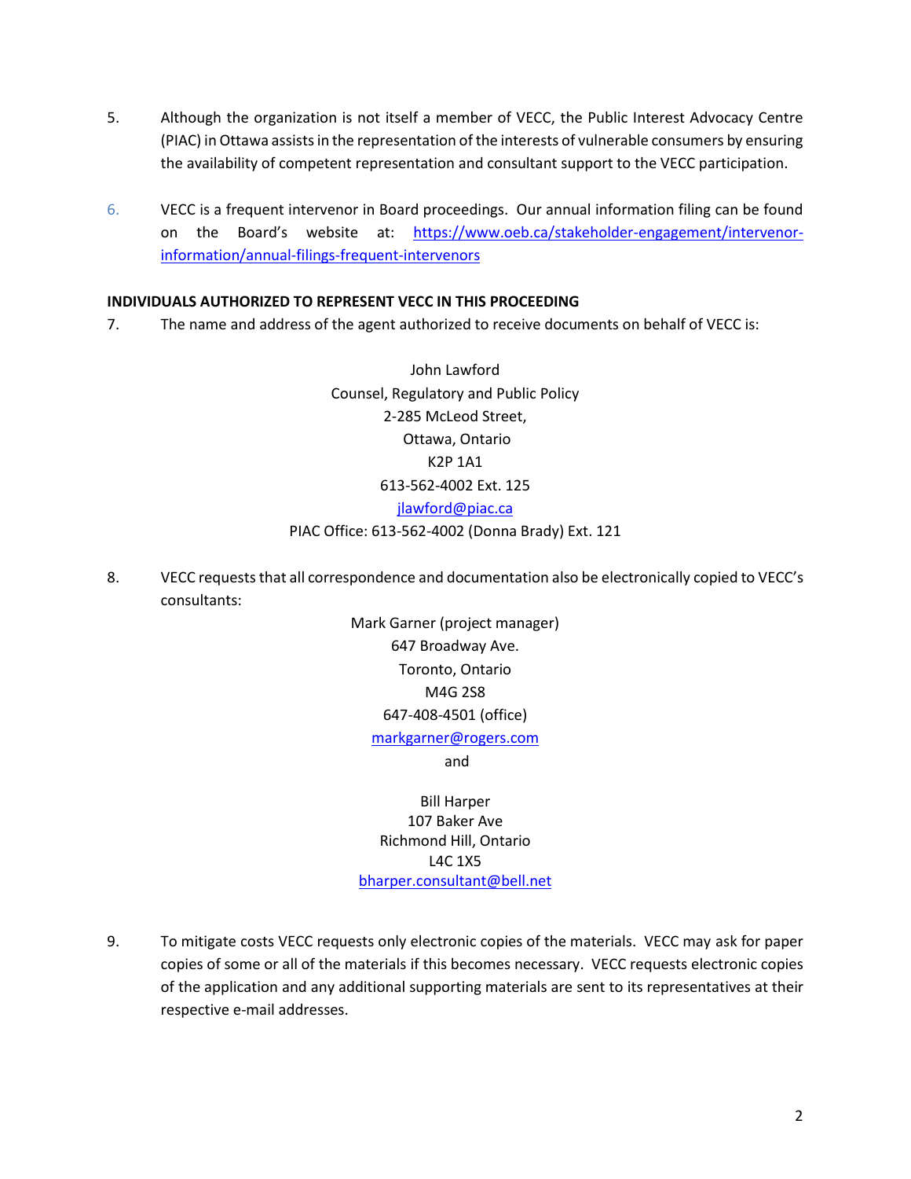5. Although the organization is not itself a member of VECC, the Public Interest Advocacy Centre (PIAC) in Ottawa assists in the representation of the interests of vulnerable consumers by ensuring the availability of competent representation and consultant support to the VECC participation.

6. VECC is a frequent intervenor in Board proceedings. Our annual information filing can be found on the Board's website at: https://www.oeb.ca/stakeholder-engagement/intervenor-information/annual-filings-frequent-intervenors

**INDIVIDUALS AUTHORIZED TO REPRESENT VECC IN THIS PROCEEDING**

7. The name and address of the agent authorized to receive documents on behalf of VECC is:

John Lawford
Counsel, Regulatory and Public Policy
2-285 McLeod Street,
Ottawa, Ontario
K2P 1A1
613-562-4002 Ext. 125
jlawford@piac.ca
PIAC Office: 613-562-4002 (Donna Brady) Ext. 121

8. VECC requests that all correspondence and documentation also be electronically copied to VECC's consultants:

Mark Garner (project manager)
647 Broadway Ave.
Toronto, Ontario
M4G 2S8
647-408-4501 (office)
markgarner@rogers.com

and

Bill Harper
107 Baker Ave
Richmond Hill, Ontario
L4C 1X5
bharper.consultant@bell.net

9. To mitigate costs VECC requests only electronic copies of the materials. VECC may ask for paper copies of some or all of the materials if this becomes necessary. VECC requests electronic copies of the application and any additional supporting materials are sent to its representatives at their respective e-mail addresses.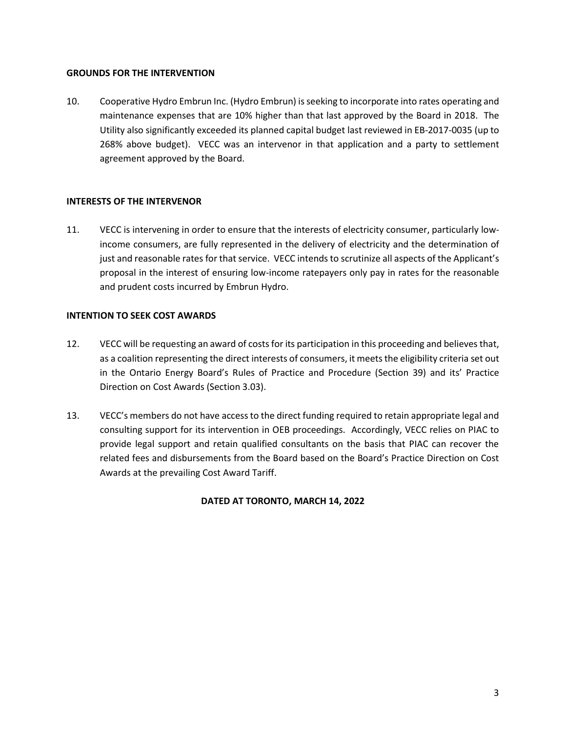**GROUNDS FOR THE INTERVENTION**

10. Cooperative Hydro Embrun Inc. (Hydro Embrun) is seeking to incorporate into rates operating and maintenance expenses that are 10% higher than that last approved by the Board in 2018. The Utility also significantly exceeded its planned capital budget last reviewed in EB-2017-0035 (up to 268% above budget). VECC was an intervenor in that application and a party to settlement agreement approved by the Board.

**INTERESTS OF THE INTERVENOR**

11. VECC is intervening in order to ensure that the interests of electricity consumer, particularly low-income consumers, are fully represented in the delivery of electricity and the determination of just and reasonable rates for that service. VECC intends to scrutinize all aspects of the Applicant's proposal in the interest of ensuring low-income ratepayers only pay in rates for the reasonable and prudent costs incurred by Embrun Hydro.

**INTENTION TO SEEK COST AWARDS**

12. VECC will be requesting an award of costs for its participation in this proceeding and believes that, as a coalition representing the direct interests of consumers, it meets the eligibility criteria set out in the Ontario Energy Board's Rules of Practice and Procedure (Section 39) and its' Practice Direction on Cost Awards (Section 3.03).

13. VECC's members do not have access to the direct funding required to retain appropriate legal and consulting support for its intervention in OEB proceedings. Accordingly, VECC relies on PIAC to provide legal support and retain qualified consultants on the basis that PIAC can recover the related fees and disbursements from the Board based on the Board's Practice Direction on Cost Awards at the prevailing Cost Award Tariff.

**DATED AT TORONTO, MARCH 14, 2022**